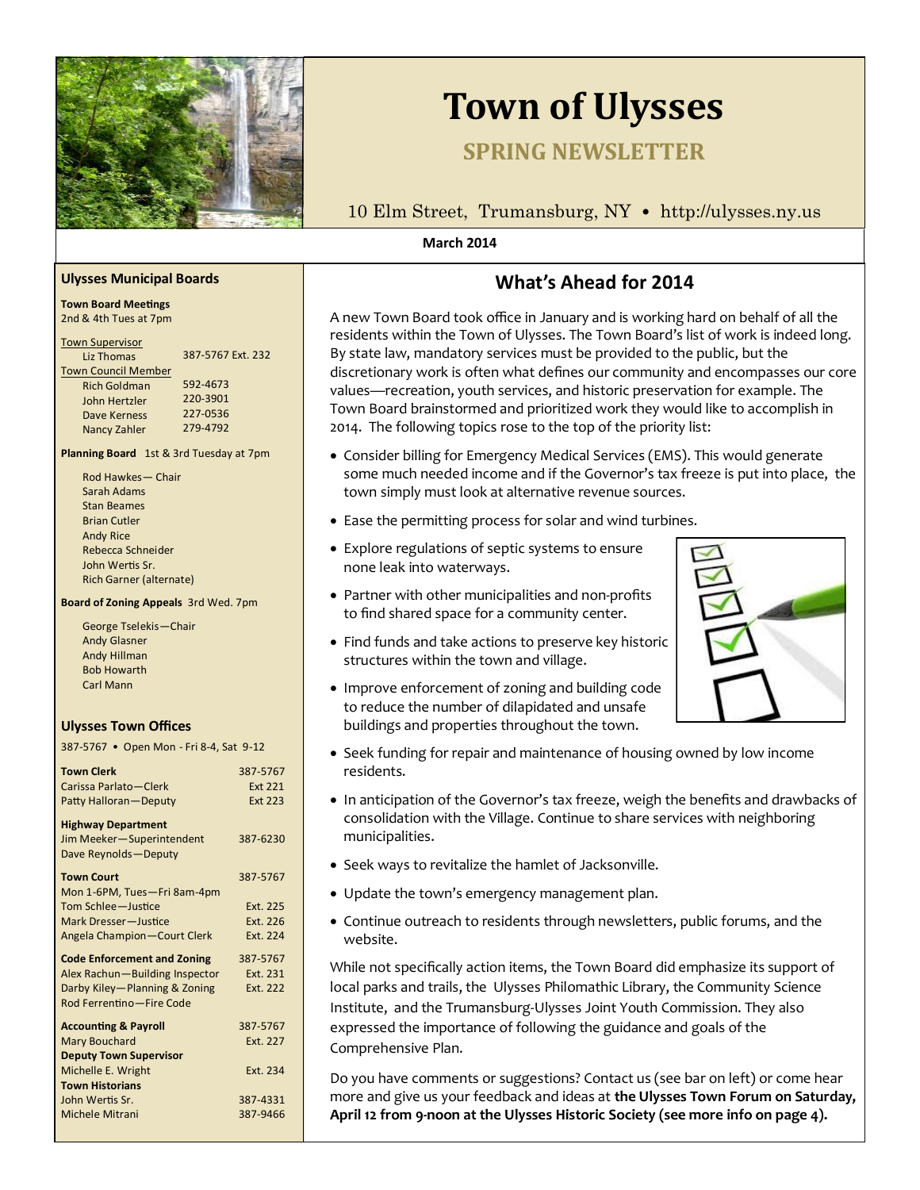# Town of Ulysses

## SPRING NEWSLETTER

10 Elm Street, Trumansburg, NY • http://ulysses.ny.us

**March 2014**

## What's Ahead for 2014

A new Town Board took office in January and is working hard on behalf of all the residents within the Town of Ulysses. The Town Board's list of work is indeed long. By state law, mandatory services must be provided to the public, but the discretionary work is often what defines our community and encompasses our core values—recreation, youth services, and historic preservation for example. The Town Board brainstormed and prioritized work they would like to accomplish in 2014. The following topics rose to the top of the priority list:

- Consider billing for Emergency Medical Services (EMS). This would generate some much needed income and if the Governor's tax freeze is put into place, the town simply must look at alternative revenue sources.
- Ease the permitting process for solar and wind turbines.
- Explore regulations of septic systems to ensure none leak into waterways.
- Partner with other municipalities and non-profits to find shared space for a community center.
- Find funds and take actions to preserve key historic structures within the town and village.
- Improve enforcement of zoning and building code to reduce the number of dilapidated and unsafe buildings and properties throughout the town.
- Seek funding for repair and maintenance of housing owned by low income residents.
- In anticipation of the Governor's tax freeze, weigh the benefits and drawbacks of consolidation with the Village. Continue to share services with neighboring municipalities.
- Seek ways to revitalize the hamlet of Jacksonville.
- Update the town's emergency management plan.
- Continue outreach to residents through newsletters, public forums, and the website.

While not specifically action items, the Town Board did emphasize its support of local parks and trails, the Ulysses Philomathic Library, the Community Science Institute, and the Trumansburg-Ulysses Joint Youth Commission. They also expressed the importance of following the guidance and goals of the Comprehensive Plan.

Do you have comments or suggestions? Contact us (see bar on left) or come hear more and give us your feedback and ideas at **the Ulysses Town Forum on Saturday, April 12 from 9-noon at the Ulysses Historic Society (see more info on page 4).**

---

### Ulysses Municipal Boards

**Town Board Meetings**
2nd & 4th Tues at 7pm

Town Supervisor
- Liz Thomas — 387-5767 Ext. 232

Town Council Member
- Rich Goldman — 592-4673
- John Hertzler — 220-3901
- Dave Kerness — 227-0536
- Nancy Zahler — 279-4792

**Planning Board** 1st & 3rd Tuesday at 7pm

- Rod Hawkes— Chair
- Sarah Adams
- Stan Beames
- Brian Cutler
- Andy Rice
- Rebecca Schneider
- John Wertis Sr.
- Rich Garner (alternate)

**Board of Zoning Appeals** 3rd Wed. 7pm

- George Tselekis—Chair
- Andy Glasner
- Andy Hillman
- Bob Howarth
- Carl Mann

### Ulysses Town Offices

387-5767 • Open Mon - Fri 8-4, Sat 9-12

| | |
|---|---|
| **Town Clerk** | 387-5767 |
| Carissa Parlato—Clerk | Ext 221 |
| Patty Halloran—Deputy | Ext 223 |
| **Highway Department** | |
| Jim Meeker—Superintendent | 387-6230 |
| Dave Reynolds—Deputy | |
| **Town Court** | 387-5767 |
| Mon 1-6PM, Tues—Fri 8am-4pm | |
| Tom Schlee—Justice | Ext. 225 |
| Mark Dresser—Justice | Ext. 226 |
| Angela Champion—Court Clerk | Ext. 224 |
| **Code Enforcement and Zoning** | 387-5767 |
| Alex Rachun—Building Inspector | Ext. 231 |
| Darby Kiley—Planning & Zoning | Ext. 222 |
| Rod Ferrentino—Fire Code | |
| **Accounting & Payroll** | 387-5767 |
| Mary Bouchard | Ext. 227 |
| **Deputy Town Supervisor** | |
| Michelle E. Wright | Ext. 234 |
| **Town Historians** | |
| John Wertis Sr. | 387-4331 |
| Michele Mitrani | 387-9466 |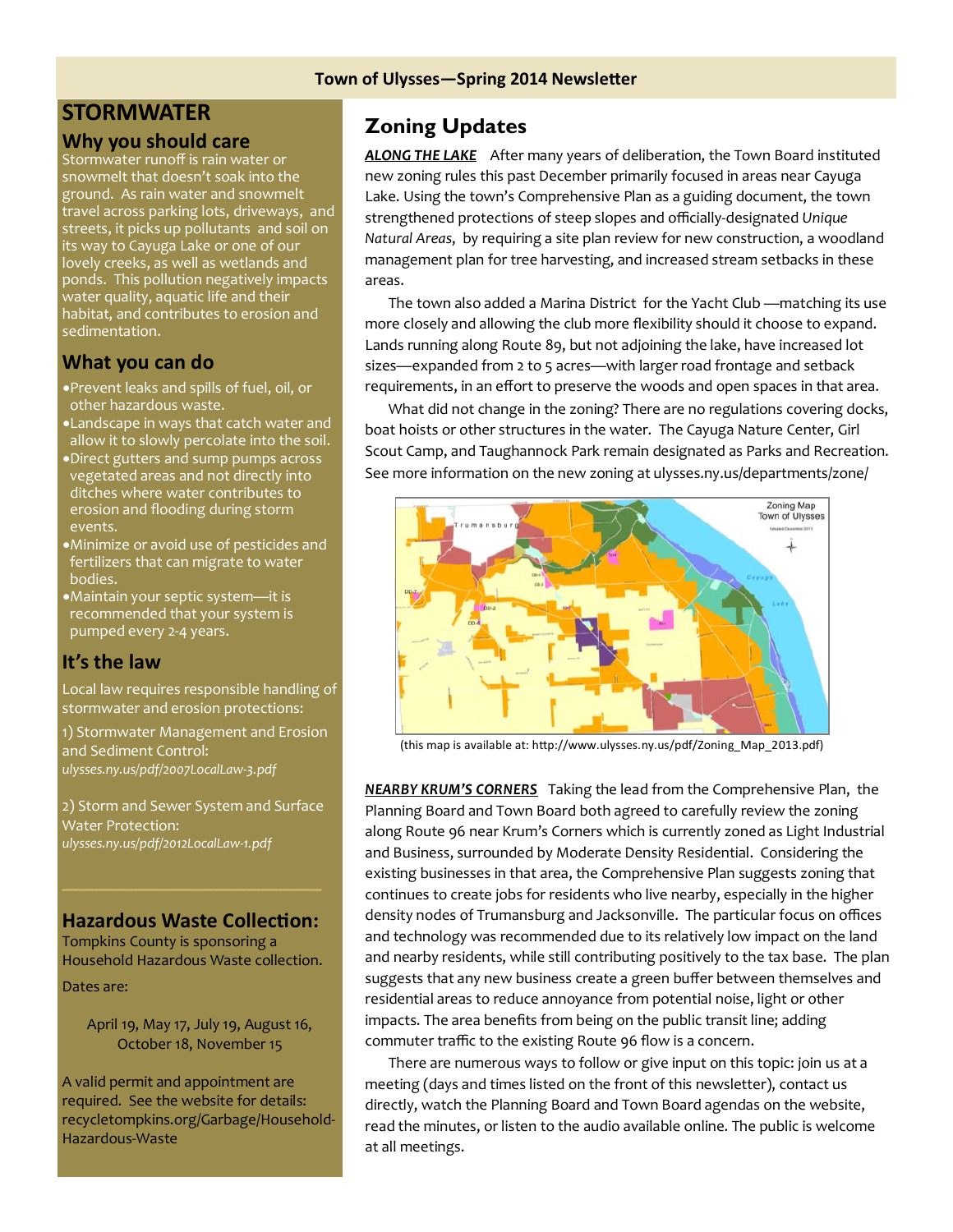## STORMWATER

### Why you should care

Stormwater runoff is rain water or snowmelt that doesn't soak into the ground. As rain water and snowmelt travel across parking lots, driveways, and streets, it picks up pollutants and soil on its way to Cayuga Lake or one of our lovely creeks, as well as wetlands and ponds. This pollution negatively impacts water quality, aquatic life and their habitat, and contributes to erosion and sedimentation.

### What you can do

- Prevent leaks and spills of fuel, oil, or other hazardous waste.
- Landscape in ways that catch water and allow it to slowly percolate into the soil.
- Direct gutters and sump pumps across vegetated areas and not directly into ditches where water contributes to erosion and flooding during storm events.
- Minimize or avoid use of pesticides and fertilizers that can migrate to water bodies.
- Maintain your septic system—it is recommended that your system is pumped every 2-4 years.

### It's the law

Local law requires responsible handling of stormwater and erosion protections:

1) Stormwater Management and Erosion and Sediment Control:
*ulysses.ny.us/pdf/2007LocalLaw-3.pdf*

2) Storm and Sewer System and Surface Water Protection:
*ulysses.ny.us/pdf/2012LocalLaw-1.pdf*

### Hazardous Waste Collection:

Tompkins County is sponsoring a Household Hazardous Waste collection.

Dates are:

April 19, May 17, July 19, August 16, October 18, November 15

A valid permit and appointment are required. See the website for details: recycletompkins.org/Garbage/Household-Hazardous-Waste

## Zoning Updates

***ALONG THE LAKE*** After many years of deliberation, the Town Board instituted new zoning rules this past December primarily focused in areas near Cayuga Lake. Using the town's Comprehensive Plan as a guiding document, the town strengthened protections of steep slopes and officially-designated *Unique Natural Areas*, by requiring a site plan review for new construction, a woodland management plan for tree harvesting, and increased stream setbacks in these areas.

The town also added a Marina District for the Yacht Club —matching its use more closely and allowing the club more flexibility should it choose to expand. Lands running along Route 89, but not adjoining the lake, have increased lot sizes—expanded from 2 to 5 acres—with larger road frontage and setback requirements, in an effort to preserve the woods and open spaces in that area.

What did not change in the zoning? There are no regulations covering docks, boat hoists or other structures in the water. The Cayuga Nature Center, Girl Scout Camp, and Taughannock Park remain designated as Parks and Recreation. See more information on the new zoning at ulysses.ny.us/departments/zone/

(this map is available at: http://www.ulysses.ny.us/pdf/Zoning_Map_2013.pdf)

***NEARBY KRUM'S CORNERS*** Taking the lead from the Comprehensive Plan, the Planning Board and Town Board both agreed to carefully review the zoning along Route 96 near Krum's Corners which is currently zoned as Light Industrial and Business, surrounded by Moderate Density Residential. Considering the existing businesses in that area, the Comprehensive Plan suggests zoning that continues to create jobs for residents who live nearby, especially in the higher density nodes of Trumansburg and Jacksonville. The particular focus on offices and technology was recommended due to its relatively low impact on the land and nearby residents, while still contributing positively to the tax base. The plan suggests that any new business create a green buffer between themselves and residential areas to reduce annoyance from potential noise, light or other impacts. The area benefits from being on the public transit line; adding commuter traffic to the existing Route 96 flow is a concern.

There are numerous ways to follow or give input on this topic: join us at a meeting (days and times listed on the front of this newsletter), contact us directly, watch the Planning Board and Town Board agendas on the website, read the minutes, or listen to the audio available online. The public is welcome at all meetings.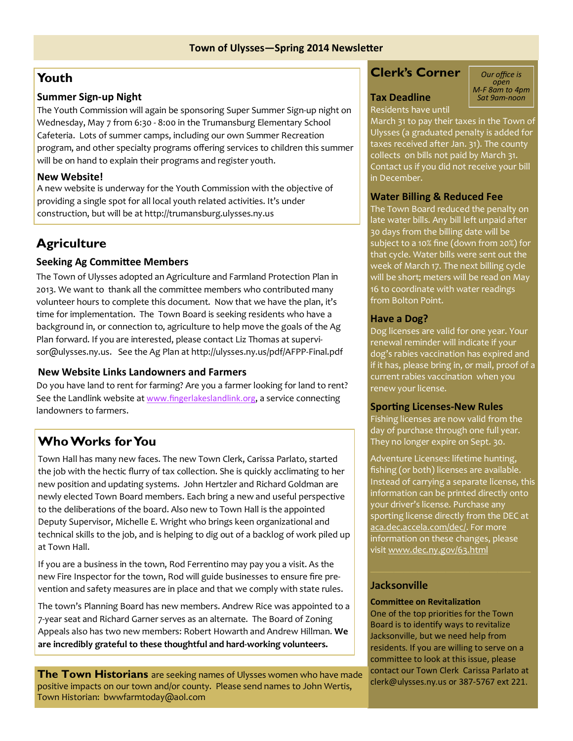# Town of Ulysses—Spring 2014 Newsletter

## Youth

### Summer Sign-up Night

The Youth Commission will again be sponsoring Super Summer Sign-up night on Wednesday, May 7 from 6:30 - 8:00 in the Trumansburg Elementary School Cafeteria. Lots of summer camps, including our own Summer Recreation program, and other specialty programs offering services to children this summer will be on hand to explain their programs and register youth.

### New Website!

A new website is underway for the Youth Commission with the objective of providing a single spot for all local youth related activities. It's under construction, but will be at http://trumansburg.ulysses.ny.us

## Agriculture

### Seeking Ag Committee Members

The Town of Ulysses adopted an Agriculture and Farmland Protection Plan in 2013. We want to thank all the committee members who contributed many volunteer hours to complete this document. Now that we have the plan, it's time for implementation. The Town Board is seeking residents who have a background in, or connection to, agriculture to help move the goals of the Ag Plan forward. If you are interested, please contact Liz Thomas at supervisor@ulysses.ny.us. See the Ag Plan at http://ulysses.ny.us/pdf/AFPP-Final.pdf

### New Website Links Landowners and Farmers

Do you have land to rent for farming? Are you a farmer looking for land to rent? See the Landlink website at www.fingerlakeslandlink.org, a service connecting landowners to farmers.

## Who Works for You

Town Hall has many new faces. The new Town Clerk, Carissa Parlato, started the job with the hectic flurry of tax collection. She is quickly acclimating to her new position and updating systems. John Hertzler and Richard Goldman are newly elected Town Board members. Each bring a new and useful perspective to the deliberations of the board. Also new to Town Hall is the appointed Deputy Supervisor, Michelle E. Wright who brings keen organizational and technical skills to the job, and is helping to dig out of a backlog of work piled up at Town Hall.

If you are a business in the town, Rod Ferrentino may pay you a visit. As the new Fire Inspector for the town, Rod will guide businesses to ensure fire prevention and safety measures are in place and that we comply with state rules.

The town's Planning Board has new members. Andrew Rice was appointed to a 7-year seat and Richard Garner serves as an alternate. The Board of Zoning Appeals also has two new members: Robert Howarth and Andrew Hillman. **We are incredibly grateful to these thoughtful and hard-working volunteers.**

**The Town Historians** are seeking names of Ulysses women who have made positive impacts on our town and/or county. Please send names to John Wertis, Town Historian: bwwfarmtoday@aol.com

## Clerk's Corner

*Our office is open M-F 8am to 4pm Sat 9am-noon*

### Tax Deadline

Residents have until March 31 to pay their taxes in the Town of Ulysses (a graduated penalty is added for taxes received after Jan. 31). The county collects on bills not paid by March 31. Contact us if you did not receive your bill in December.

### Water Billing & Reduced Fee

The Town Board reduced the penalty on late water bills. Any bill left unpaid after 30 days from the billing date will be subject to a 10% fine (down from 20%) for that cycle. Water bills were sent out the week of March 17. The next billing cycle will be short; meters will be read on May 16 to coordinate with water readings from Bolton Point.

### Have a Dog?

Dog licenses are valid for one year. Your renewal reminder will indicate if your dog's rabies vaccination has expired and if it has, please bring in, or mail, proof of a current rabies vaccination when you renew your license.

### Sporting Licenses-New Rules

Fishing licenses are now valid from the day of purchase through one full year. They no longer expire on Sept. 30.

Adventure Licenses: lifetime hunting, fishing (or both) licenses are available. Instead of carrying a separate license, this information can be printed directly onto your driver's license. Purchase any sporting license directly from the DEC at aca.dec.accela.com/dec/. For more information on these changes, please visit www.dec.ny.gov/63.html

## Jacksonville

### Committee on Revitalization

One of the top priorities for the Town Board is to identify ways to revitalize Jacksonville, but we need help from residents. If you are willing to serve on a committee to look at this issue, please contact our Town Clerk Carissa Parlato at clerk@ulysses.ny.us or 387-5767 ext 221.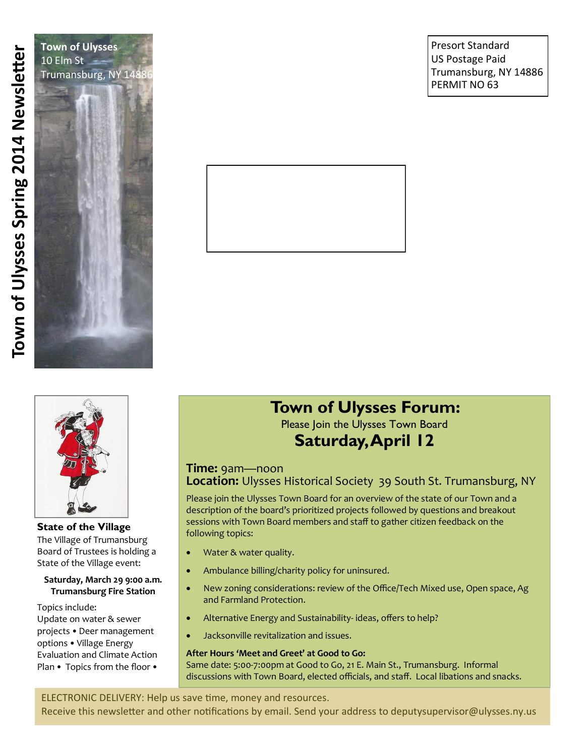Town of Ulysses Spring 2014 Newsletter

Town of Ulysses
10 Elm St
Trumansburg, NY 14886

Presort Standard
US Postage Paid
Trumansburg, NY 14886
PERMIT NO 63

**State of the Village**

The Village of Trumansburg Board of Trustees is holding a State of the Village event:

**Saturday, March 29 9:00 a.m.**
**Trumansburg Fire Station**

Topics include:
Update on water & sewer projects • Deer management options • Village Energy Evaluation and Climate Action Plan • Topics from the floor •

# Town of Ulysses Forum:

Please Join the Ulysses Town Board

## Saturday, April 12

**Time:** 9am—noon
**Location:** Ulysses Historical Society 39 South St. Trumansburg, NY

Please join the Ulysses Town Board for an overview of the state of our Town and a description of the board's prioritized projects followed by questions and breakout sessions with Town Board members and staff to gather citizen feedback on the following topics:

- Water & water quality.
- Ambulance billing/charity policy for uninsured.
- New zoning considerations: review of the Office/Tech Mixed use, Open space, Ag and Farmland Protection.
- Alternative Energy and Sustainability- ideas, offers to help?
- Jacksonville revitalization and issues.

**After Hours 'Meet and Greet' at Good to Go:**
Same date: 5:00-7:00pm at Good to Go, 21 E. Main St., Trumansburg. Informal discussions with Town Board, elected officials, and staff. Local libations and snacks.

ELECTRONIC DELIVERY: Help us save time, money and resources.
Receive this newsletter and other notifications by email. Send your address to deputysupervisor@ulysses.ny.us